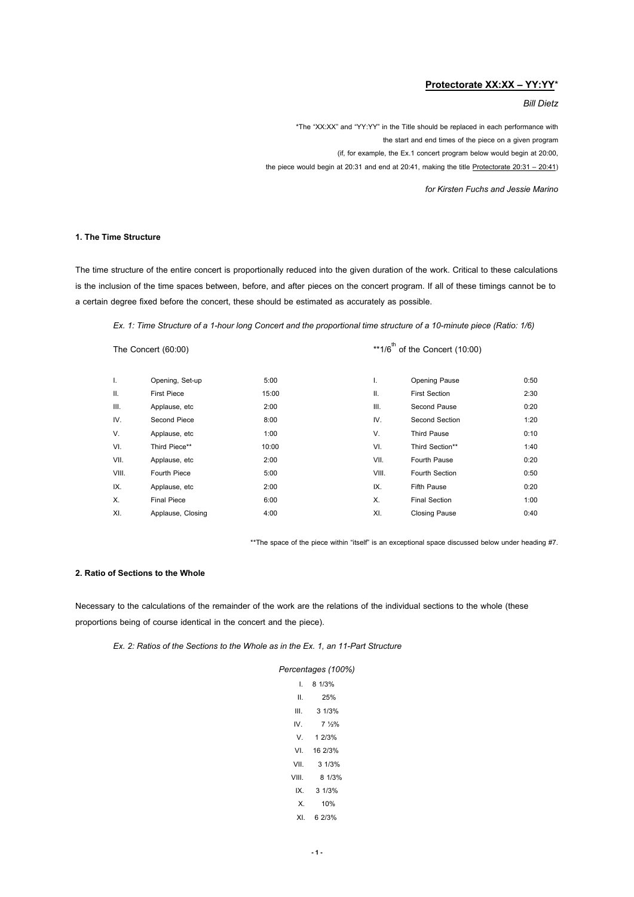**<u>Protectorate XX:XX – YY:YY</u>***

*Bill Dietz*

*The "XX:XX" and "YY:YY" in the Title should be replaced in each performance with the start and end times of the piece on a given program (if, for example, the Ex.1 concert program below would begin at 20:00, the piece would begin at 20:31 and end at 20:41, making the title <u>Protectorate 20:31 – 20:41</u>)

*for Kirsten Fuchs and Jessie Marino*

#### 1. The Time Structure

The time structure of the entire concert is proportionally reduced into the given duration of the work. Critical to these calculations is the inclusion of the time spaces between, before, and after pieces on the concert program. If all of these timings cannot be to a certain degree fixed before the concert, these should be estimated as accurately as possible.

*Ex. 1: Time Structure of a 1-hour long Concert and the proportional time structure of a 10-minute piece (Ratio: 1/6)*

| The Concert (60:00) | | | **1/6th of the Concert (10:00) | | |
|---|---|---|---|---|---|
| I. | Opening, Set-up | 5:00 | I. | Opening Pause | 0:50 |
| II. | First Piece | 15:00 | II. | First Section | 2:30 |
| III. | Applause, etc | 2:00 | III. | Second Pause | 0:20 |
| IV. | Second Piece | 8:00 | IV. | Second Section | 1:20 |
| V. | Applause, etc | 1:00 | V. | Third Pause | 0:10 |
| VI. | Third Piece** | 10:00 | VI. | Third Section** | 1:40 |
| VII. | Applause, etc | 2:00 | VII. | Fourth Pause | 0:20 |
| VIII. | Fourth Piece | 5:00 | VIII. | Fourth Section | 0:50 |
| IX. | Applause, etc | 2:00 | IX. | Fifth Pause | 0:20 |
| X. | Final Piece | 6:00 | X. | Final Section | 1:00 |
| XI. | Applause, Closing | 4:00 | XI. | Closing Pause | 0:40 |

**The space of the piece within "itself" is an exceptional space discussed below under heading #7.

#### 2. Ratio of Sections to the Whole

Necessary to the calculations of the remainder of the work are the relations of the individual sections to the whole (these proportions being of course identical in the concert and the piece).

*Ex. 2: Ratios of the Sections to the Whole as in the Ex. 1, an 11-Part Structure*

| *Percentages (100%)* | |
|---|---|
| I. | 8 1/3% |
| II. | 25% |
| III. | 3 1/3% |
| IV. | 7 ½% |
| V. | 1 2/3% |
| VI. | 16 2/3% |
| VII. | 3 1/3% |
| VIII. | 8 1/3% |
| IX. | 3 1/3% |
| X. | 10% |
| XI. | 6 2/3% |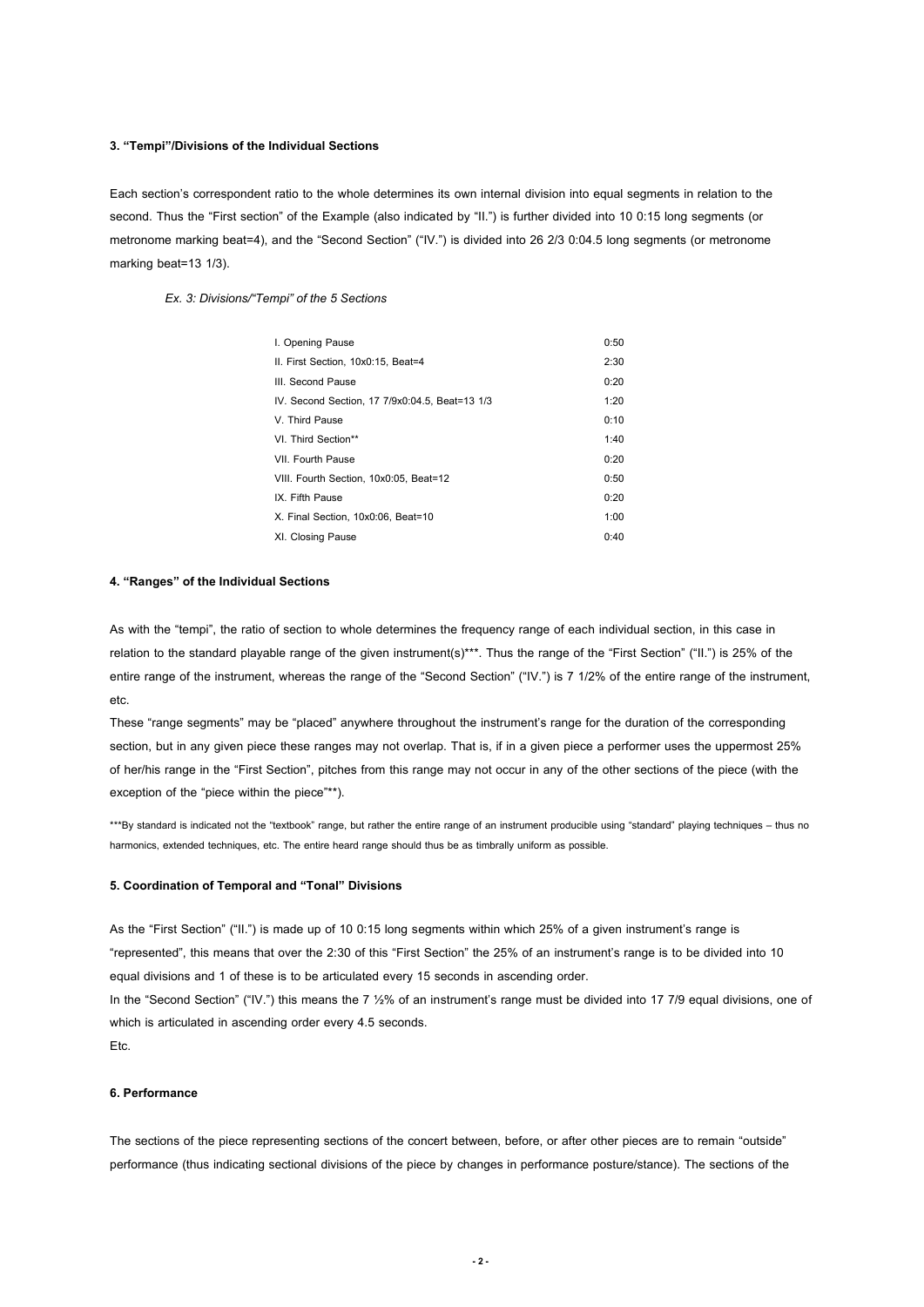#### 3. “Tempi”/Divisions of the Individual Sections

Each section’s correspondent ratio to the whole determines its own internal division into equal segments in relation to the second. Thus the “First section” of the Example (also indicated by “II.”) is further divided into 10 0:15 long segments (or metronome marking beat=4), and the “Second Section” (“IV.”) is divided into 26 2/3 0:04.5 long segments (or metronome marking beat=13 1/3).

*Ex. 3: Divisions/“Tempi” of the 5 Sections*

| | |
|---|---|
| I. Opening Pause | 0:50 |
| II. First Section, 10x0:15, Beat=4 | 2:30 |
| III. Second Pause | 0:20 |
| IV. Second Section, 17 7/9x0:04.5, Beat=13 1/3 | 1:20 |
| V. Third Pause | 0:10 |
| VI. Third Section** | 1:40 |
| VII. Fourth Pause | 0:20 |
| VIII. Fourth Section, 10x0:05, Beat=12 | 0:50 |
| IX. Fifth Pause | 0:20 |
| X. Final Section, 10x0:06, Beat=10 | 1:00 |
| XI. Closing Pause | 0:40 |

#### 4. “Ranges” of the Individual Sections

As with the “tempi”, the ratio of section to whole determines the frequency range of each individual section, in this case in relation to the standard playable range of the given instrument(s)***. Thus the range of the “First Section” (“II.”) is 25% of the entire range of the instrument, whereas the range of the “Second Section” (“IV.”) is 7 1/2% of the entire range of the instrument, etc.

These “range segments” may be “placed” anywhere throughout the instrument’s range for the duration of the corresponding section, but in any given piece these ranges may not overlap. That is, if in a given piece a performer uses the uppermost 25% of her/his range in the “First Section”, pitches from this range may not occur in any of the other sections of the piece (with the exception of the “piece within the piece”**).

***By standard is indicated not the “textbook” range, but rather the entire range of an instrument producible using “standard” playing techniques – thus no harmonics, extended techniques, etc. The entire heard range should thus be as timbrally uniform as possible.

#### 5. Coordination of Temporal and “Tonal” Divisions

As the “First Section” (“II.”) is made up of 10 0:15 long segments within which 25% of a given instrument’s range is “represented”, this means that over the 2:30 of this “First Section” the 25% of an instrument’s range is to be divided into 10 equal divisions and 1 of these is to be articulated every 15 seconds in ascending order.

In the “Second Section” (“IV.”) this means the 7 ½% of an instrument’s range must be divided into 17 7/9 equal divisions, one of which is articulated in ascending order every 4.5 seconds.

Etc.

#### 6. Performance

The sections of the piece representing sections of the concert between, before, or after other pieces are to remain “outside” performance (thus indicating sectional divisions of the piece by changes in performance posture/stance). The sections of the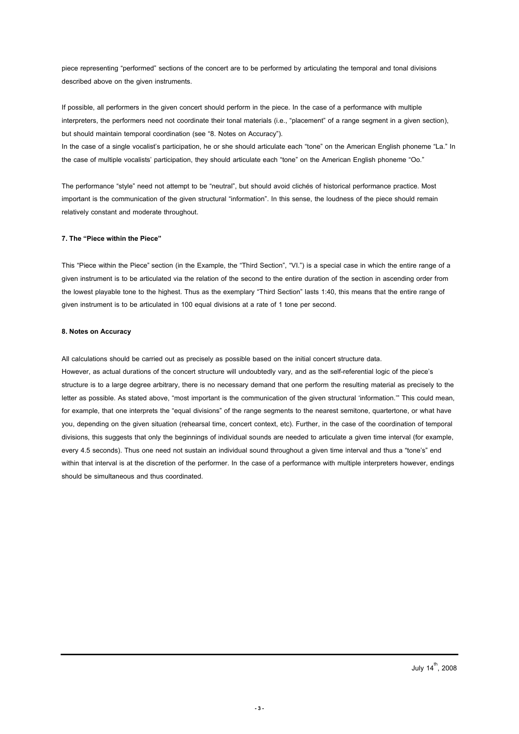piece representing "performed" sections of the concert are to be performed by articulating the temporal and tonal divisions described above on the given instruments.

If possible, all performers in the given concert should perform in the piece. In the case of a performance with multiple interpreters, the performers need not coordinate their tonal materials (i.e., "placement" of a range segment in a given section), but should maintain temporal coordination (see "8. Notes on Accuracy").
In the case of a single vocalist's participation, he or she should articulate each "tone" on the American English phoneme "La." In the case of multiple vocalists' participation, they should articulate each "tone" on the American English phoneme "Oo."

The performance "style" need not attempt to be "neutral", but should avoid clichés of historical performance practice. Most important is the communication of the given structural "information". In this sense, the loudness of the piece should remain relatively constant and moderate throughout.

#### 7. The "Piece within the Piece"

This "Piece within the Piece" section (in the Example, the "Third Section", "VI.") is a special case in which the entire range of a given instrument is to be articulated via the relation of the second to the entire duration of the section in ascending order from the lowest playable tone to the highest. Thus as the exemplary "Third Section" lasts 1:40, this means that the entire range of given instrument is to be articulated in 100 equal divisions at a rate of 1 tone per second.

#### 8. Notes on Accuracy

All calculations should be carried out as precisely as possible based on the initial concert structure data.
However, as actual durations of the concert structure will undoubtedly vary, and as the self-referential logic of the piece's structure is to a large degree arbitrary, there is no necessary demand that one perform the resulting material as precisely to the letter as possible. As stated above, "most important is the communication of the given structural 'information.'" This could mean, for example, that one interprets the "equal divisions" of the range segments to the nearest semitone, quartertone, or what have you, depending on the given situation (rehearsal time, concert context, etc). Further, in the case of the coordination of temporal divisions, this suggests that only the beginnings of individual sounds are needed to articulate a given time interval (for example, every 4.5 seconds). Thus one need not sustain an individual sound throughout a given time interval and thus a "tone's" end within that interval is at the discretion of the performer. In the case of a performance with multiple interpreters however, endings should be simultaneous and thus coordinated.

July 14th, 2008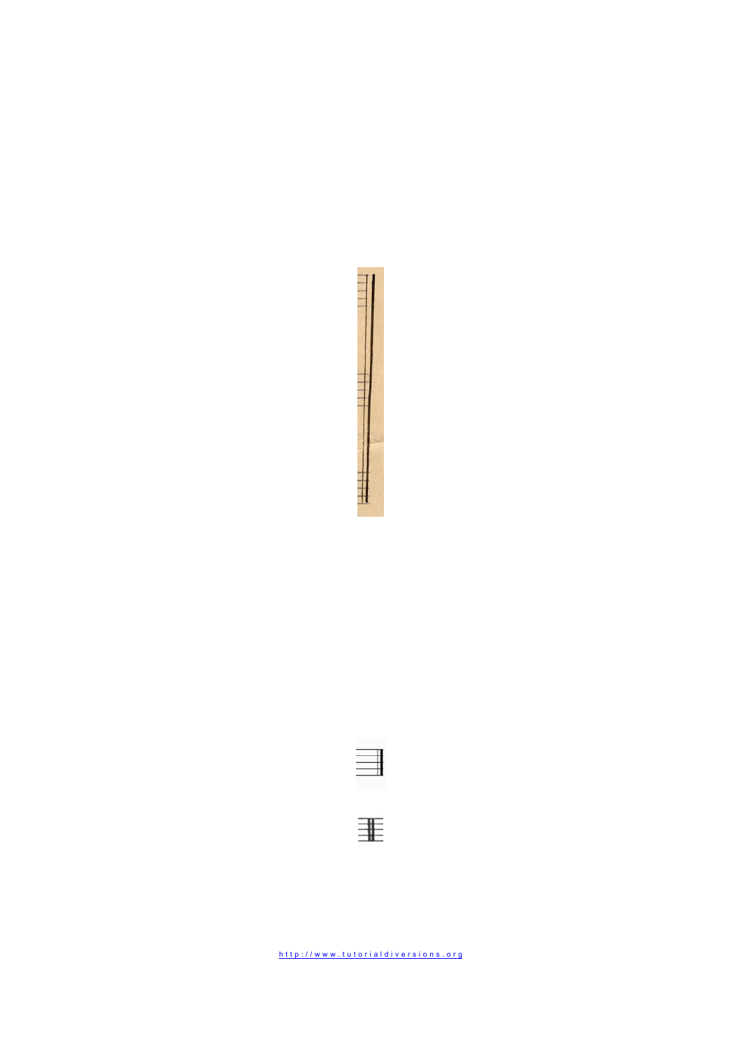http://www.tutorialdiversions.org